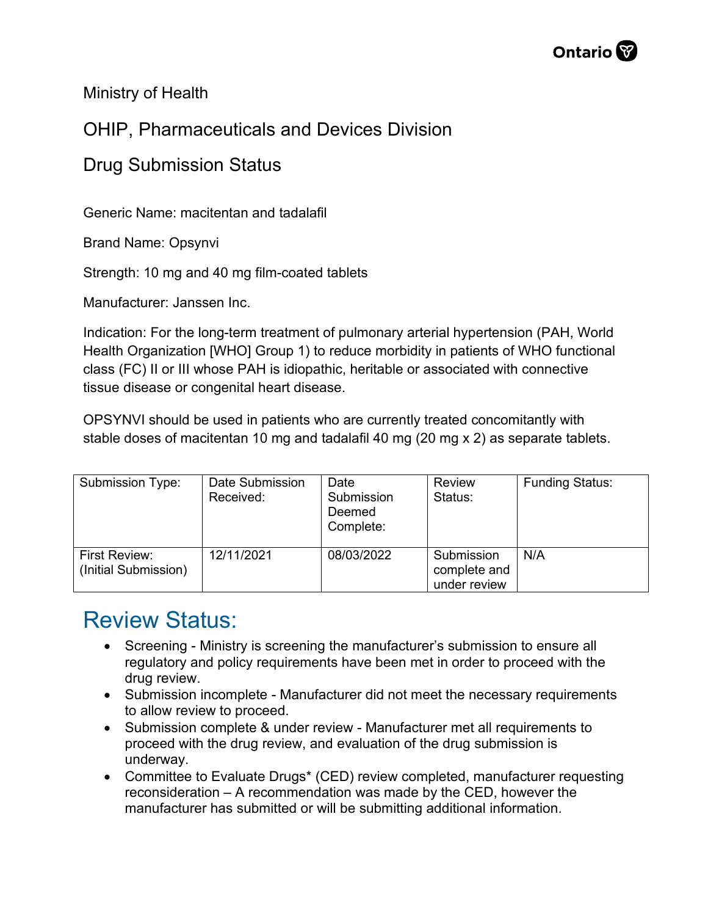Ministry of Health

OHIP, Pharmaceuticals and Devices Division

Drug Submission Status

Generic Name: macitentan and tadalafil

Brand Name: Opsynvi

Strength: 10 mg and 40 mg film-coated tablets

Manufacturer: Janssen Inc.

Indication: For the long-term treatment of pulmonary arterial hypertension (PAH, World Health Organization [WHO] Group 1) to reduce morbidity in patients of WHO functional class (FC) II or III whose PAH is idiopathic, heritable or associated with connective tissue disease or congenital heart disease.

OPSYNVI should be used in patients who are currently treated concomitantly with stable doses of macitentan 10 mg and tadalafil 40 mg (20 mg x 2) as separate tablets.

| Submission Type: | Date Submission Received: | Date Submission Deemed Complete: | Review Status: | Funding Status: |
|---|---|---|---|---|
| First Review: (Initial Submission) | 12/11/2021 | 08/03/2022 | Submission complete and under review | N/A |

## Review Status:

- Screening - Ministry is screening the manufacturer's submission to ensure all regulatory and policy requirements have been met in order to proceed with the drug review.
- Submission incomplete - Manufacturer did not meet the necessary requirements to allow review to proceed.
- Submission complete & under review - Manufacturer met all requirements to proceed with the drug review, and evaluation of the drug submission is underway.
- Committee to Evaluate Drugs* (CED) review completed, manufacturer requesting reconsideration – A recommendation was made by the CED, however the manufacturer has submitted or will be submitting additional information.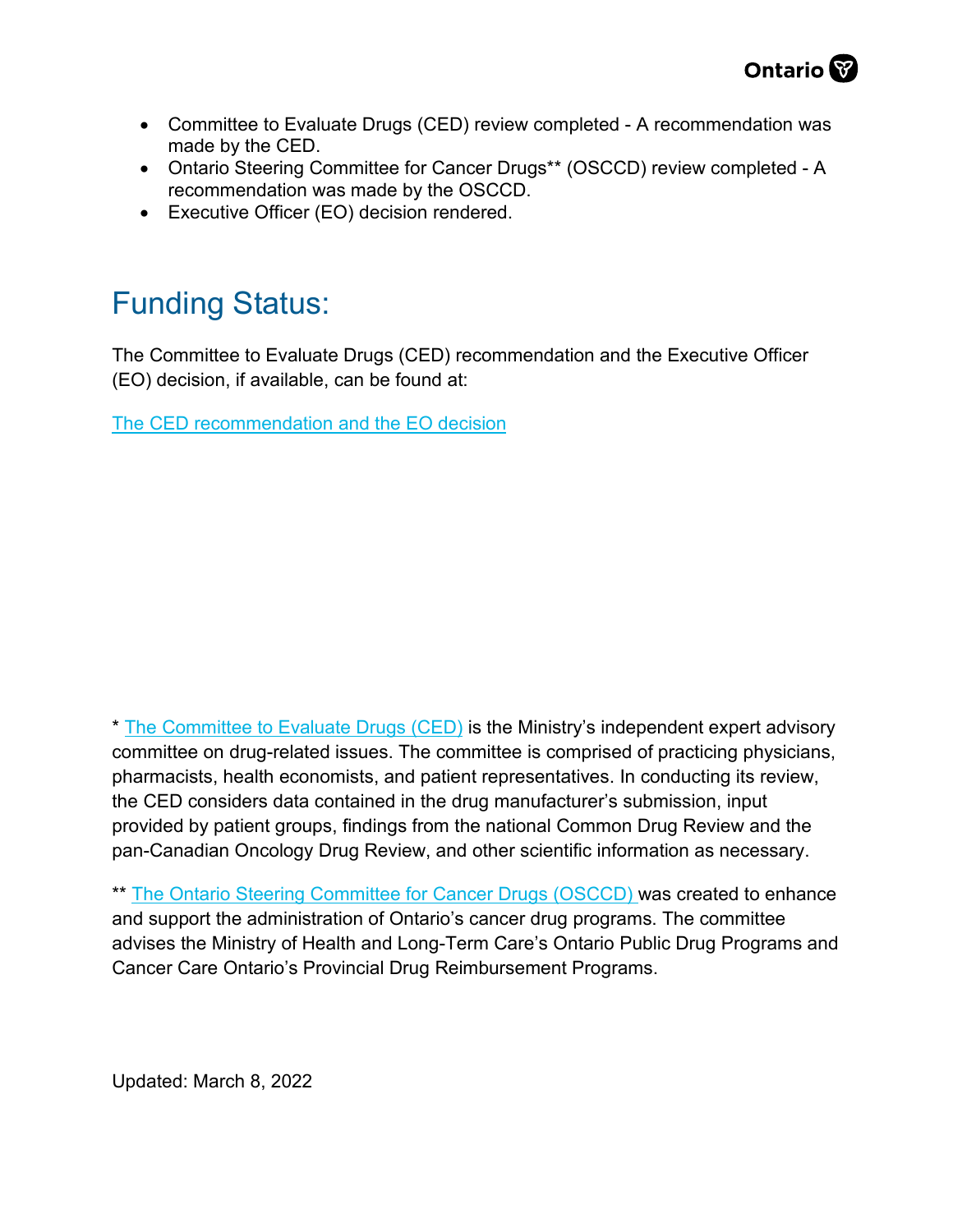- Committee to Evaluate Drugs (CED) review completed - A recommendation was made by the CED.
- Ontario Steering Committee for Cancer Drugs** (OSCCD) review completed - A recommendation was made by the OSCCD.
- Executive Officer (EO) decision rendered.

# Funding Status:

The Committee to Evaluate Drugs (CED) recommendation and the Executive Officer (EO) decision, if available, can be found at:

The CED recommendation and the EO decision

* The Committee to Evaluate Drugs (CED) is the Ministry's independent expert advisory committee on drug-related issues. The committee is comprised of practicing physicians, pharmacists, health economists, and patient representatives. In conducting its review, the CED considers data contained in the drug manufacturer's submission, input provided by patient groups, findings from the national Common Drug Review and the pan-Canadian Oncology Drug Review, and other scientific information as necessary.

** The Ontario Steering Committee for Cancer Drugs (OSCCD) was created to enhance and support the administration of Ontario's cancer drug programs. The committee advises the Ministry of Health and Long-Term Care's Ontario Public Drug Programs and Cancer Care Ontario's Provincial Drug Reimbursement Programs.

Updated: March 8, 2022